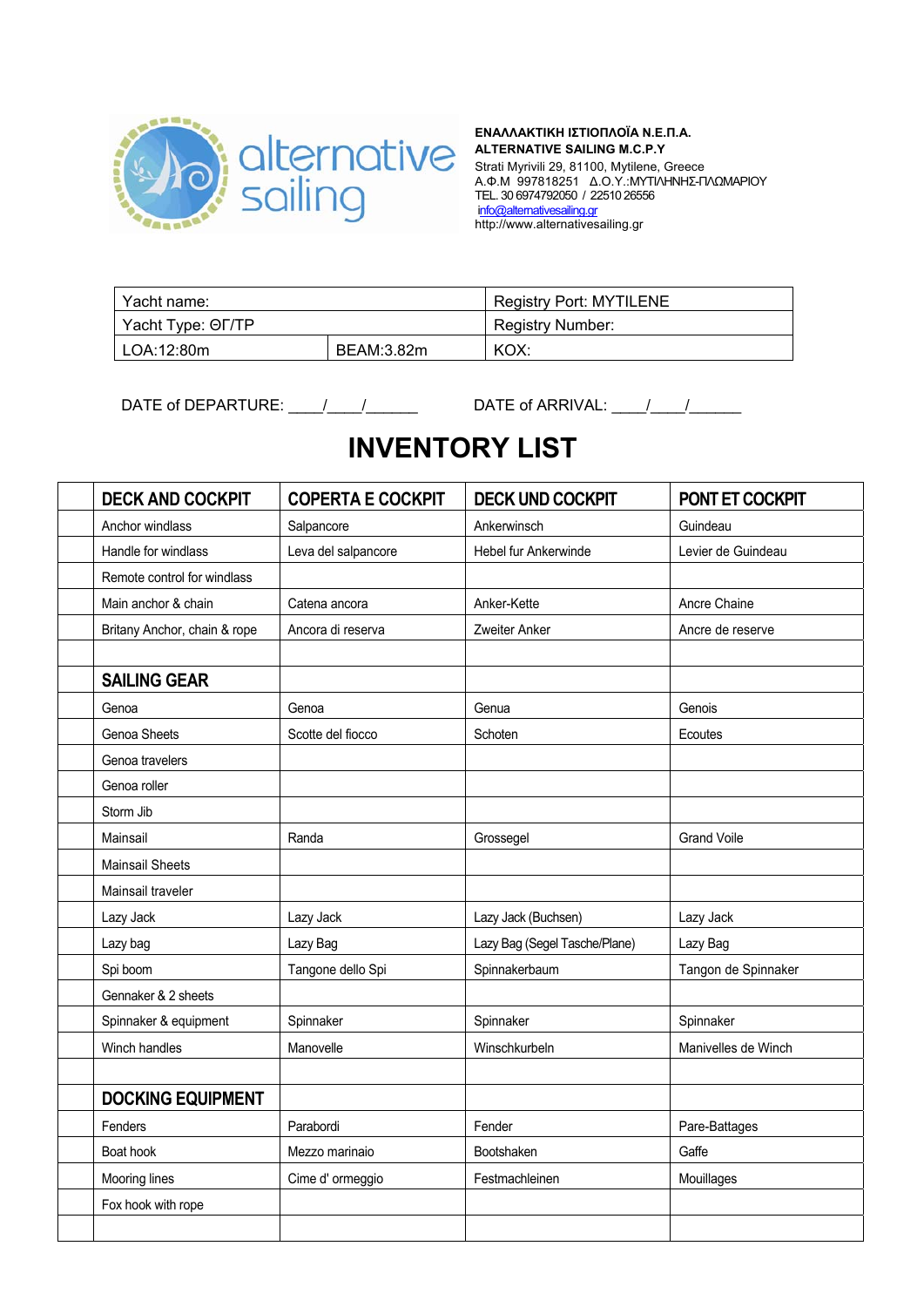**ΕΝΑΛΛΑΚΤΙΚΗ ΙΣΤΙΟΠΛΟΪΑ Ν.Ε.Π.Α.**
**ALTERNATIVE SAILING M.C.P.Y**
Strati Myrivili 29, 81100, Mytilene, Greece
Α.Φ.Μ 997818251 Δ.Ο.Υ.:ΜΥΤΙΛΗΝΗΣ-ΠΛΩΜΑΡΙΟΥ
TEL. 30 6974792050 / 22510 26556
info@alternativesailing.gr
http://www.alternativesailing.gr

| Yacht name: | | Registry Port: MYTILENE |
|---|---|---|
| Yacht Type: ΘΓ/ΤΡ | | Registry Number: |
| LOA:12:80m | BEAM:3.82m | KOX: |

DATE of DEPARTURE: ____/____/______ DATE of ARRIVAL: ____/____/______

# INVENTORY LIST

| | DECK AND COCKPIT | COPERTA E COCKPIT | DECK UND COCKPIT | PONT ET COCKPIT |
|---|---|---|---|---|
| | Anchor windlass | Salpancore | Ankerwinsch | Guindeau |
| | Handle for windlass | Leva del salpancore | Hebel fur Ankerwinde | Levier de Guindeau |
| | Remote control for windlass | | | |
| | Main anchor & chain | Catena ancora | Anker-Kette | Ancre Chaine |
| | Britany Anchor, chain & rope | Ancora di reserva | Zweiter Anker | Ancre de reserve |
| | | | | |
| | **SAILING GEAR** | | | |
| | Genoa | Genoa | Genua | Genois |
| | Genoa Sheets | Scotte del fiocco | Schoten | Ecoutes |
| | Genoa travelers | | | |
| | Genoa roller | | | |
| | Storm Jib | | | |
| | Mainsail | Randa | Grossegel | Grand Voile |
| | Mainsail Sheets | | | |
| | Mainsail traveler | | | |
| | Lazy Jack | Lazy Jack | Lazy Jack (Buchsen) | Lazy Jack |
| | Lazy bag | Lazy Bag | Lazy Bag (Segel Tasche/Plane) | Lazy Bag |
| | Spi boom | Tangone dello Spi | Spinnakerbaum | Tangon de Spinnaker |
| | Gennaker & 2 sheets | | | |
| | Spinnaker & equipment | Spinnaker | Spinnaker | Spinnaker |
| | Winch handles | Manovelle | Winschkurbeln | Manivelles de Winch |
| | | | | |
| | **DOCKING EQUIPMENT** | | | |
| | Fenders | Parabordi | Fender | Pare-Battages |
| | Boat hook | Mezzo marinaio | Bootshaken | Gaffe |
| | Mooring lines | Cime d' ormeggio | Festmachleinen | Mouillages |
| | Fox hook with rope | | | |
| | | | | |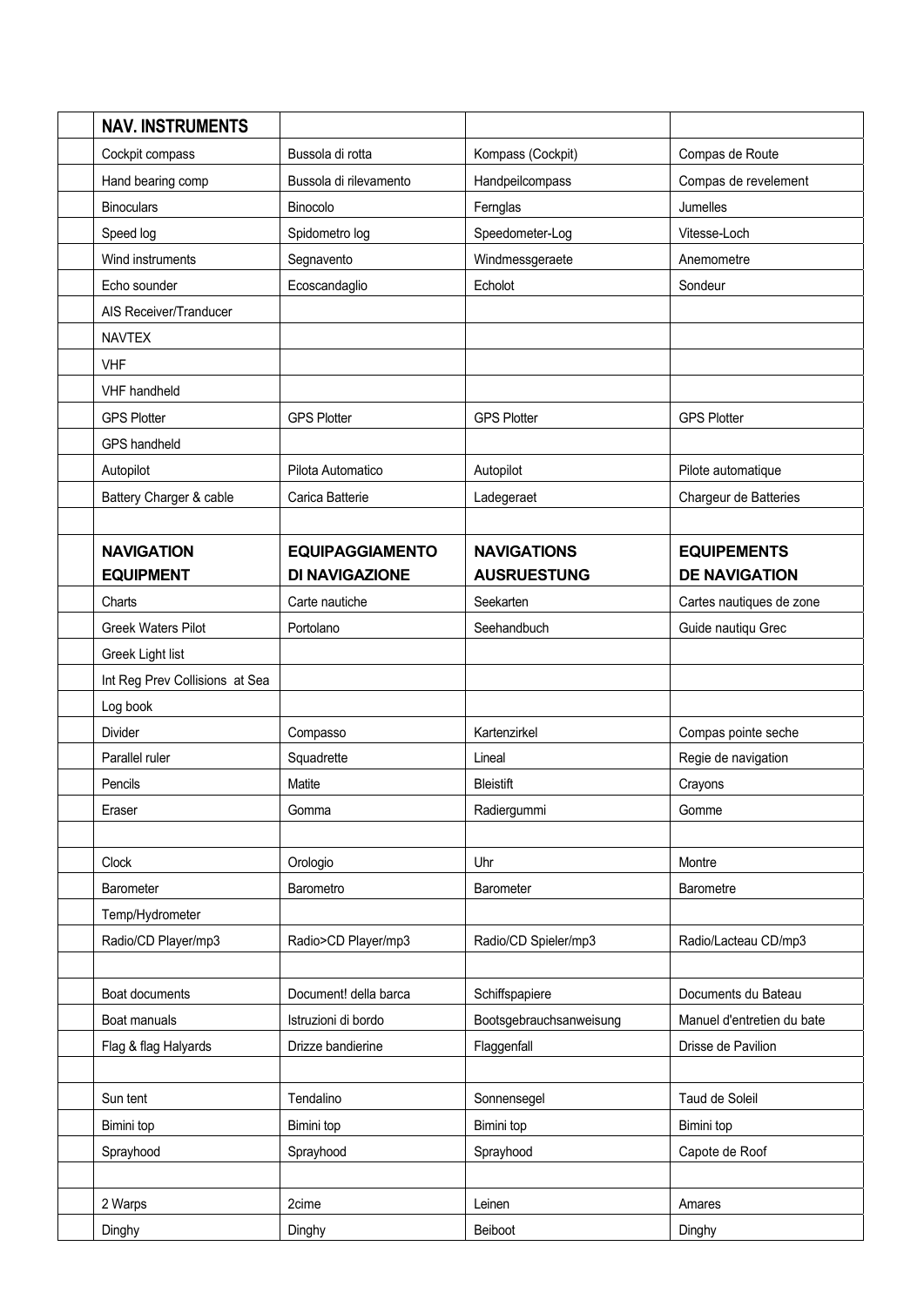| | NAV. INSTRUMENTS | | | |
|---|---|---|---|---|
| | Cockpit compass | Bussola di rotta | Kompass (Cockpit) | Compas de Route |
| | Hand bearing comp | Bussola di rilevamento | Handpeilcompass | Compas de revelement |
| | Binoculars | Binocolo | Fernglas | Jumelles |
| | Speed log | Spidometro log | Speedometer-Log | Vitesse-Loch |
| | Wind instruments | Segnavento | Windmessgeraete | Anemometre |
| | Echo sounder | Ecoscandaglio | Echolot | Sondeur |
| | AIS Receiver/Tranducer | | | |
| | NAVTEX | | | |
| | VHF | | | |
| | VHF handheld | | | |
| | GPS Plotter | GPS Plotter | GPS Plotter | GPS Plotter |
| | GPS handheld | | | |
| | Autopilot | Pilota Automatico | Autopilot | Pilote automatique |
| | Battery Charger & cable | Carica Batterie | Ladegeraet | Chargeur de Batteries |
| | | | | |
| | **NAVIGATION EQUIPMENT** | **EQUIPAGGIAMENTO DI NAVIGAZIONE** | **NAVIGATIONS AUSRUESTUNG** | **EQUIPEMENTS DE NAVIGATION** |
| | Charts | Carte nautiche | Seekarten | Cartes nautiques de zone |
| | Greek Waters Pilot | Portolano | Seehandbuch | Guide nautiqu Grec |
| | Greek Light list | | | |
| | Int Reg Prev Collisions at Sea | | | |
| | Log book | | | |
| | Divider | Compasso | Kartenzirkel | Compas pointe seche |
| | Parallel ruler | Squadrette | Lineal | Regie de navigation |
| | Pencils | Matite | Bleistift | Crayons |
| | Eraser | Gomma | Radiergummi | Gomme |
| | | | | |
| | Clock | Orologio | Uhr | Montre |
| | Barometer | Barometro | Barometer | Barometre |
| | Temp/Hydrometer | | | |
| | Radio/CD Player/mp3 | Radio>CD Player/mp3 | Radio/CD Spieler/mp3 | Radio/Lacteau CD/mp3 |
| | | | | |
| | Boat documents | Document! della barca | Schiffspapiere | Documents du Bateau |
| | Boat manuals | Istruzioni di bordo | Bootsgebrauchsanweisung | Manuel d'entretien du bate |
| | Flag & flag Halyards | Drizze bandierine | Flaggenfall | Drisse de Pavilion |
| | | | | |
| | Sun tent | Tendalino | Sonnensegel | Taud de Soleil |
| | Bimini top | Bimini top | Bimini top | Bimini top |
| | Sprayhood | Sprayhood | Sprayhood | Capote de Roof |
| | | | | |
| | 2 Warps | 2cime | Leinen | Amares |
| | Dinghy | Dinghy | Beiboot | Dinghy |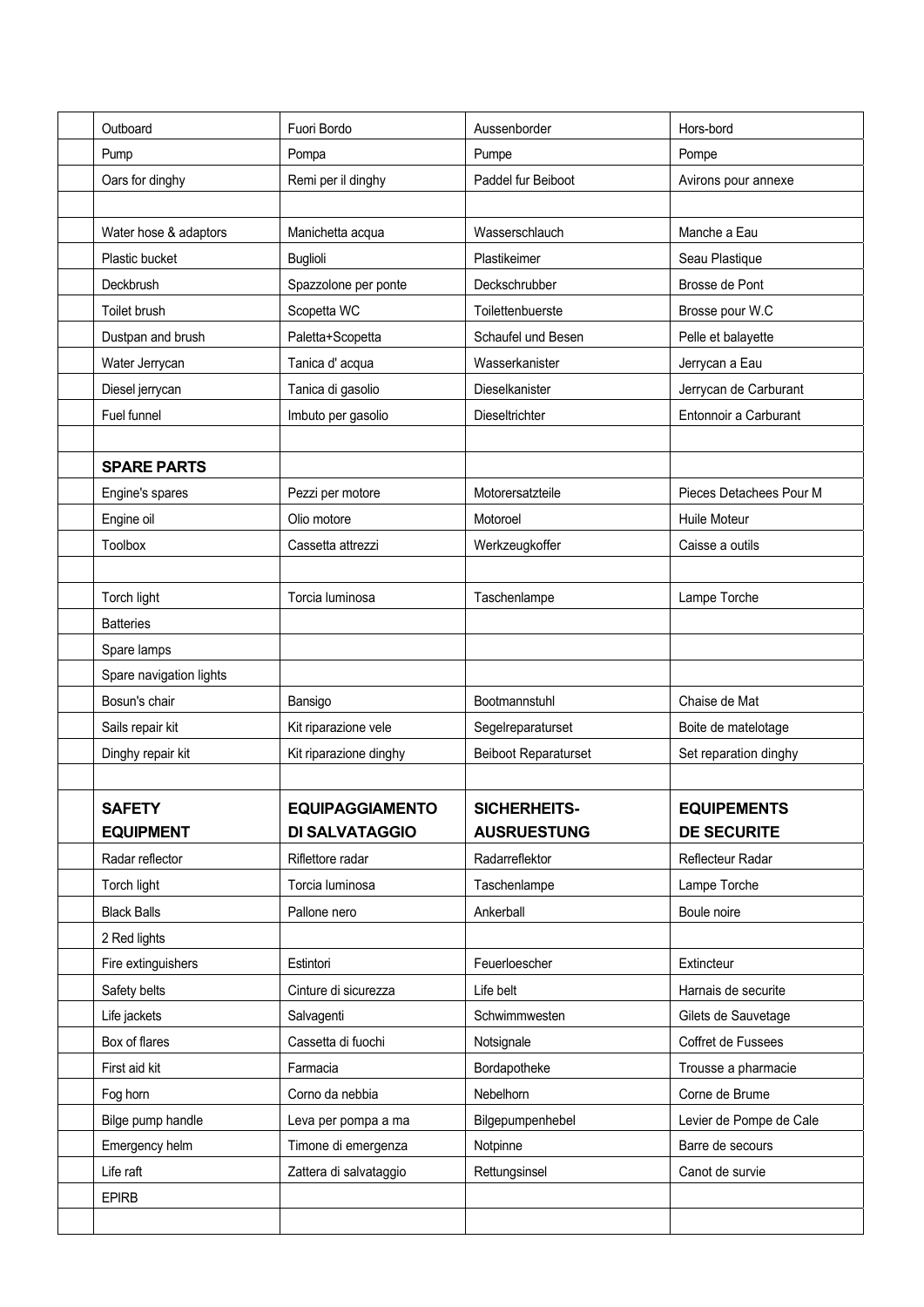| | | | | |
|---|---|---|---|---|
| | Outboard | Fuori Bordo | Aussenborder | Hors-bord |
| | Pump | Pompa | Pumpe | Pompe |
| | Oars for dinghy | Remi per il dinghy | Paddel fur Beiboot | Avirons pour annexe |
| | | | | |
| | Water hose & adaptors | Manichetta acqua | Wasserschlauch | Manche a Eau |
| | Plastic bucket | Buglioli | Plastikeimer | Seau Plastique |
| | Deckbrush | Spazzolone per ponte | Deckschrubber | Brosse de Pont |
| | Toilet brush | Scopetta WC | Toilettenbuerste | Brosse pour W.C |
| | Dustpan and brush | Paletta+Scopetta | Schaufel und Besen | Pelle et balayette |
| | Water Jerrycan | Tanica d' acqua | Wasserkanister | Jerrycan a Eau |
| | Diesel jerrycan | Tanica di gasolio | Dieselkanister | Jerrycan de Carburant |
| | Fuel funnel | Imbuto per gasolio | Dieseltrichter | Entonnoir a Carburant |
| | | | | |
| | **SPARE PARTS** | | | |
| | Engine's spares | Pezzi per motore | Motorersatzteile | Pieces Detachees Pour M |
| | Engine oil | Olio motore | Motoroel | Huile Moteur |
| | Toolbox | Cassetta attrezzi | Werkzeugkoffer | Caisse a outils |
| | | | | |
| | Torch light | Torcia luminosa | Taschenlampe | Lampe Torche |
| | Batteries | | | |
| | Spare lamps | | | |
| | Spare navigation lights | | | |
| | Bosun's chair | Bansigo | Bootmannstuhl | Chaise de Mat |
| | Sails repair kit | Kit riparazione vele | Segelreparaturset | Boite de matelotage |
| | Dinghy repair kit | Kit riparazione dinghy | Beiboot Reparaturset | Set reparation dinghy |
| | | | | |
| | **SAFETY EQUIPMENT** | **EQUIPAGGIAMENTO DI SALVATAGGIO** | **SICHERHEITS-AUSRUESTUNG** | **EQUIPEMENTS DE SECURITE** |
| | Radar reflector | Riflettore radar | Radarreflektor | Reflecteur Radar |
| | Torch light | Torcia luminosa | Taschenlampe | Lampe Torche |
| | Black Balls | Pallone nero | Ankerball | Boule noire |
| | 2 Red lights | | | |
| | Fire extinguishers | Estintori | Feuerloescher | Extincteur |
| | Safety belts | Cinture di sicurezza | Life belt | Harnais de securite |
| | Life jackets | Salvagenti | Schwimmwesten | Gilets de Sauvetage |
| | Box of flares | Cassetta di fuochi | Notsignale | Coffret de Fussees |
| | First aid kit | Farmacia | Bordapotheke | Trousse a pharmacie |
| | Fog horn | Corno da nebbia | Nebelhorn | Corne de Brume |
| | Bilge pump handle | Leva per pompa a ma | Bilgepumpenhebel | Levier de Pompe de Cale |
| | Emergency helm | Timone di emergenza | Notpinne | Barre de secours |
| | Life raft | Zattera di salvataggio | Rettungsinsel | Canot de survie |
| | EPIRB | | | |
| | | | | |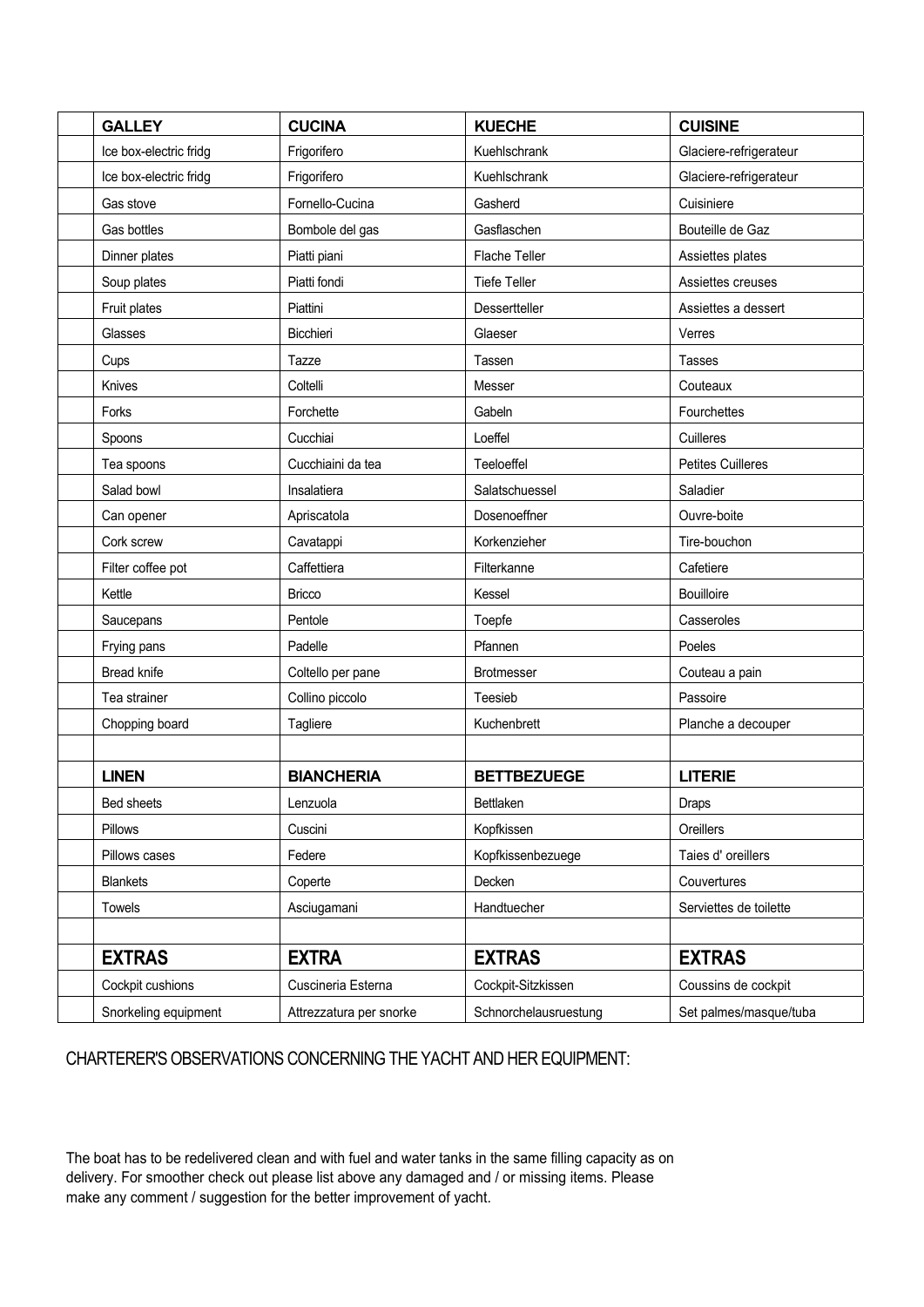| | GALLEY | CUCINA | KUECHE | CUISINE |
|---|---|---|---|---|
| | Ice box-electric fridg | Frigorifero | Kuehlschrank | Glaciere-refrigerateur |
| | Ice box-electric fridg | Frigorifero | Kuehlschrank | Glaciere-refrigerateur |
| | Gas stove | Fornello-Cucina | Gasherd | Cuisiniere |
| | Gas bottles | Bombole del gas | Gasflaschen | Bouteille de Gaz |
| | Dinner plates | Piatti piani | Flache Teller | Assiettes plates |
| | Soup plates | Piatti fondi | Tiefe Teller | Assiettes creuses |
| | Fruit plates | Piattini | Dessertteller | Assiettes a dessert |
| | Glasses | Bicchieri | Glaeser | Verres |
| | Cups | Tazze | Tassen | Tasses |
| | Knives | Coltelli | Messer | Couteaux |
| | Forks | Forchette | Gabeln | Fourchettes |
| | Spoons | Cucchiai | Loeffel | Cuilleres |
| | Tea spoons | Cucchiaini da tea | Teeloeffel | Petites Cuilleres |
| | Salad bowl | Insalatiera | Salatschuessel | Saladier |
| | Can opener | Apriscatola | Dosenoeffner | Ouvre-boite |
| | Cork screw | Cavatappi | Korkenzieher | Tire-bouchon |
| | Filter coffee pot | Caffettiera | Filterkanne | Cafetiere |
| | Kettle | Bricco | Kessel | Bouilloire |
| | Saucepans | Pentole | Toepfe | Casseroles |
| | Frying pans | Padelle | Pfannen | Poeles |
| | Bread knife | Coltello per pane | Brotmesser | Couteau a pain |
| | Tea strainer | Collino piccolo | Teesieb | Passoire |
| | Chopping board | Tagliere | Kuchenbrett | Planche a decouper |
| | | | | |
| | **LINEN** | **BIANCHERIA** | **BETTBEZUEGE** | **LITERIE** |
| | Bed sheets | Lenzuola | Bettlaken | Draps |
| | Pillows | Cuscini | Kopfkissen | Oreillers |
| | Pillows cases | Federe | Kopfkissenbezuege | Taies d' oreillers |
| | Blankets | Coperte | Decken | Couvertures |
| | Towels | Asciugamani | Handtuecher | Serviettes de toilette |
| | | | | |
| | **EXTRAS** | **EXTRA** | **EXTRAS** | **EXTRAS** |
| | Cockpit cushions | Cuscineria Esterna | Cockpit-Sitzkissen | Coussins de cockpit |
| | Snorkeling equipment | Attrezzatura per snorke | Schnorchelausruestung | Set palmes/masque/tuba |

CHARTERER'S OBSERVATIONS CONCERNING THE YACHT AND HER EQUIPMENT:

The boat has to be redelivered clean and with fuel and water tanks in the same filling capacity as on delivery. For smoother check out please list above any damaged and / or missing items. Please make any comment / suggestion for the better improvement of yacht.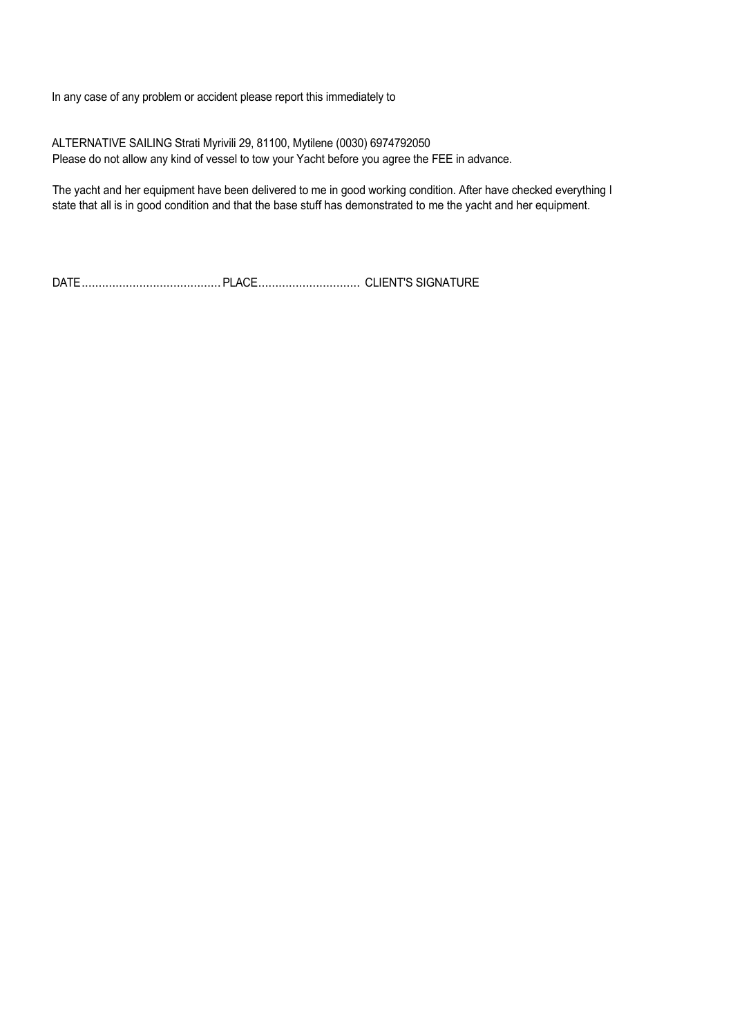In any case of any problem or accident please report this immediately to

ALTERNATIVE SAILING Strati Myrivili 29, 81100, Mytilene (0030) 6974792050
Please do not allow any kind of vessel to tow your Yacht before you agree the FEE in advance.

The yacht and her equipment have been delivered to me in good working condition. After have checked everything I state that all is in good condition and that the base stuff has demonstrated to me the yacht and her equipment.

DATE......................................... PLACE............................. CLIENT'S SIGNATURE